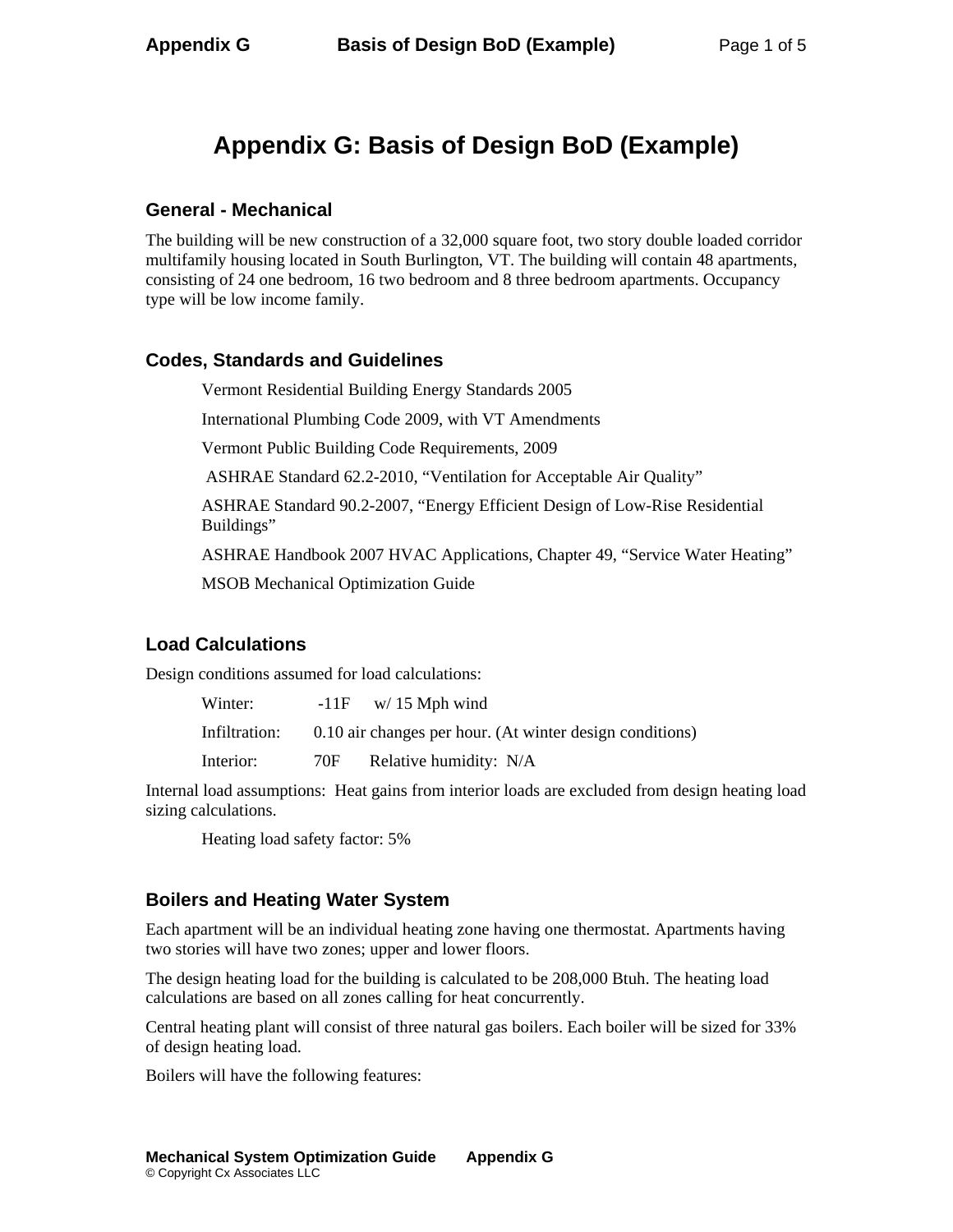# Appendix G: Basis of Design BoD (Example)

## General - Mechanical

The building will be new construction of a 32,000 square foot, two story double loaded corridor multifamily housing located in South Burlington, VT. The building will contain 48 apartments, consisting of 24 one bedroom, 16 two bedroom and 8 three bedroom apartments. Occupancy type will be low income family.

## Codes, Standards and Guidelines

Vermont Residential Building Energy Standards 2005

International Plumbing Code 2009, with VT Amendments

Vermont Public Building Code Requirements, 2009

ASHRAE Standard 62.2-2010, "Ventilation for Acceptable Air Quality"

ASHRAE Standard 90.2-2007, "Energy Efficient Design of Low-Rise Residential Buildings"

ASHRAE Handbook 2007 HVAC Applications, Chapter 49, "Service Water Heating"

MSOB Mechanical Optimization Guide

## Load Calculations

Design conditions assumed for load calculations:

Winter: -11F w/ 15 Mph wind

Infiltration: 0.10 air changes per hour. (At winter design conditions)

Interior: 70F Relative humidity: N/A

Internal load assumptions: Heat gains from interior loads are excluded from design heating load sizing calculations.

Heating load safety factor: 5%

## Boilers and Heating Water System

Each apartment will be an individual heating zone having one thermostat. Apartments having two stories will have two zones; upper and lower floors.

The design heating load for the building is calculated to be 208,000 Btuh. The heating load calculations are based on all zones calling for heat concurrently.

Central heating plant will consist of three natural gas boilers. Each boiler will be sized for 33% of design heating load.

Boilers will have the following features: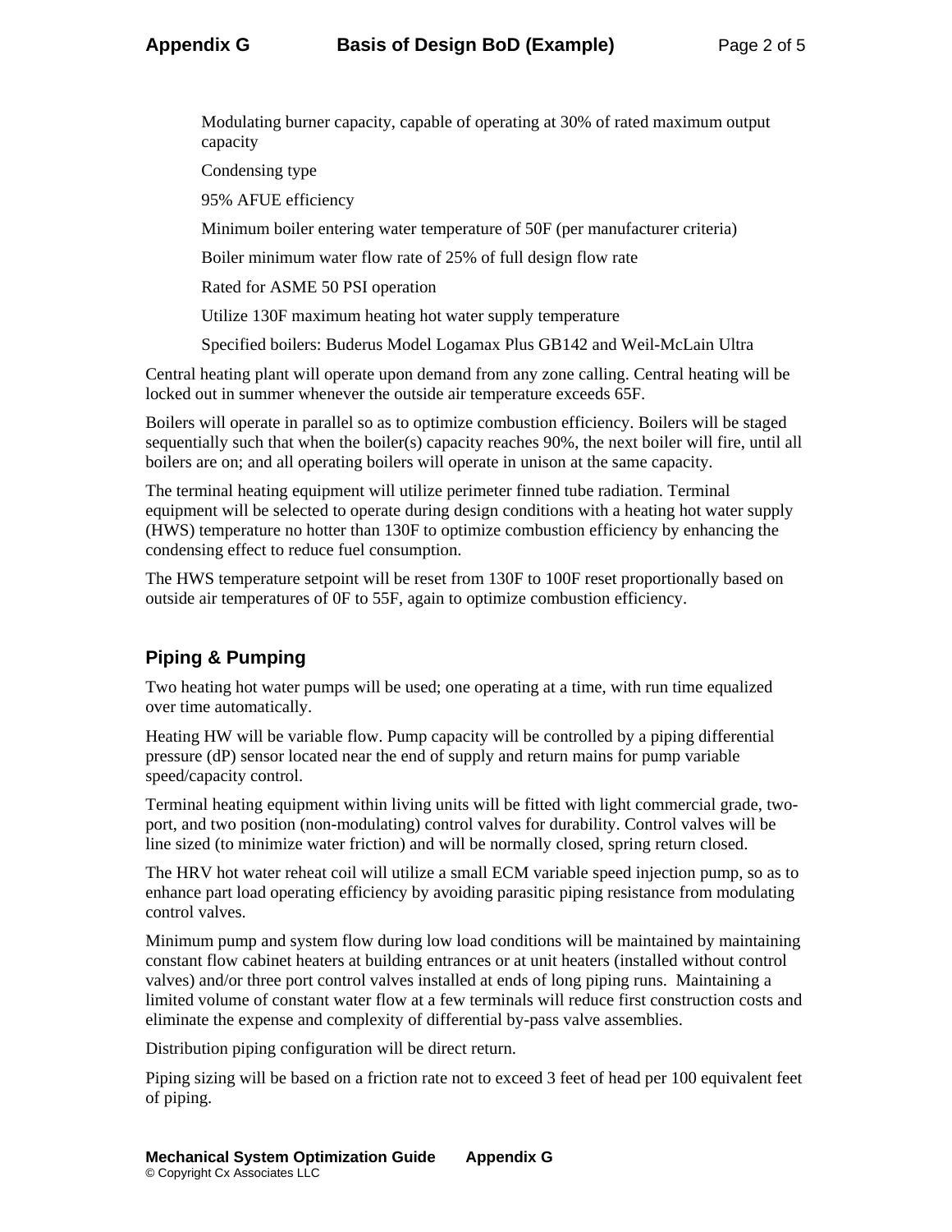Modulating burner capacity, capable of operating at 30% of rated maximum output capacity

Condensing type

95% AFUE efficiency

Minimum boiler entering water temperature of 50F (per manufacturer criteria)

Boiler minimum water flow rate of 25% of full design flow rate

Rated for ASME 50 PSI operation

Utilize 130F maximum heating hot water supply temperature

Specified boilers: Buderus Model Logamax Plus GB142 and Weil-McLain Ultra

Central heating plant will operate upon demand from any zone calling. Central heating will be locked out in summer whenever the outside air temperature exceeds 65F.

Boilers will operate in parallel so as to optimize combustion efficiency. Boilers will be staged sequentially such that when the boiler(s) capacity reaches 90%, the next boiler will fire, until all boilers are on; and all operating boilers will operate in unison at the same capacity.

The terminal heating equipment will utilize perimeter finned tube radiation. Terminal equipment will be selected to operate during design conditions with a heating hot water supply (HWS) temperature no hotter than 130F to optimize combustion efficiency by enhancing the condensing effect to reduce fuel consumption.

The HWS temperature setpoint will be reset from 130F to 100F reset proportionally based on outside air temperatures of 0F to 55F, again to optimize combustion efficiency.

## Piping & Pumping

Two heating hot water pumps will be used; one operating at a time, with run time equalized over time automatically.

Heating HW will be variable flow. Pump capacity will be controlled by a piping differential pressure (dP) sensor located near the end of supply and return mains for pump variable speed/capacity control.

Terminal heating equipment within living units will be fitted with light commercial grade, two-port, and two position (non-modulating) control valves for durability. Control valves will be line sized (to minimize water friction) and will be normally closed, spring return closed.

The HRV hot water reheat coil will utilize a small ECM variable speed injection pump, so as to enhance part load operating efficiency by avoiding parasitic piping resistance from modulating control valves.

Minimum pump and system flow during low load conditions will be maintained by maintaining constant flow cabinet heaters at building entrances or at unit heaters (installed without control valves) and/or three port control valves installed at ends of long piping runs. Maintaining a limited volume of constant water flow at a few terminals will reduce first construction costs and eliminate the expense and complexity of differential by-pass valve assemblies.

Distribution piping configuration will be direct return.

Piping sizing will be based on a friction rate not to exceed 3 feet of head per 100 equivalent feet of piping.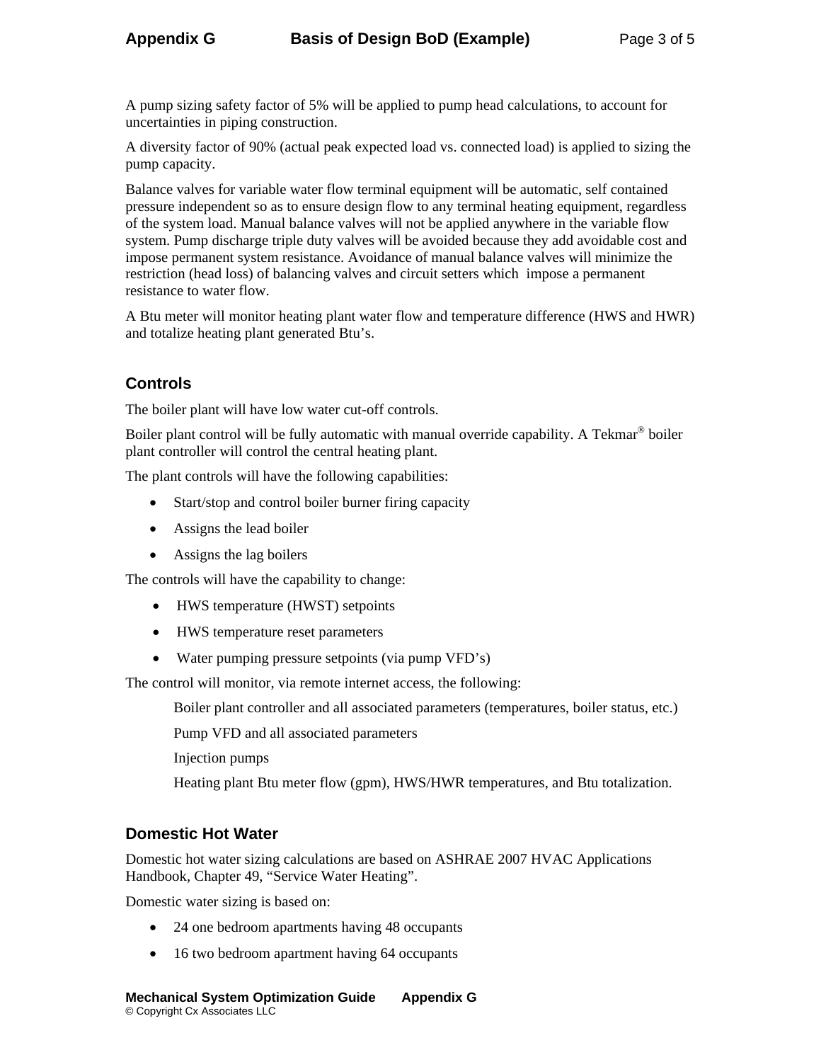A pump sizing safety factor of 5% will be applied to pump head calculations, to account for uncertainties in piping construction.

A diversity factor of 90% (actual peak expected load vs. connected load) is applied to sizing the pump capacity.

Balance valves for variable water flow terminal equipment will be automatic, self contained pressure independent so as to ensure design flow to any terminal heating equipment, regardless of the system load. Manual balance valves will not be applied anywhere in the variable flow system. Pump discharge triple duty valves will be avoided because they add avoidable cost and impose permanent system resistance. Avoidance of manual balance valves will minimize the restriction (head loss) of balancing valves and circuit setters which impose a permanent resistance to water flow.

A Btu meter will monitor heating plant water flow and temperature difference (HWS and HWR) and totalize heating plant generated Btu's.

## Controls

The boiler plant will have low water cut-off controls.

Boiler plant control will be fully automatic with manual override capability. A Tekmar® boiler plant controller will control the central heating plant.

The plant controls will have the following capabilities:

- Start/stop and control boiler burner firing capacity
- Assigns the lead boiler
- Assigns the lag boilers

The controls will have the capability to change:

- HWS temperature (HWST) setpoints
- HWS temperature reset parameters
- Water pumping pressure setpoints (via pump VFD's)

The control will monitor, via remote internet access, the following:

Boiler plant controller and all associated parameters (temperatures, boiler status, etc.)

Pump VFD and all associated parameters

Injection pumps

Heating plant Btu meter flow (gpm), HWS/HWR temperatures, and Btu totalization.

## Domestic Hot Water

Domestic hot water sizing calculations are based on ASHRAE 2007 HVAC Applications Handbook, Chapter 49, "Service Water Heating".

Domestic water sizing is based on:

- 24 one bedroom apartments having 48 occupants
- 16 two bedroom apartment having 64 occupants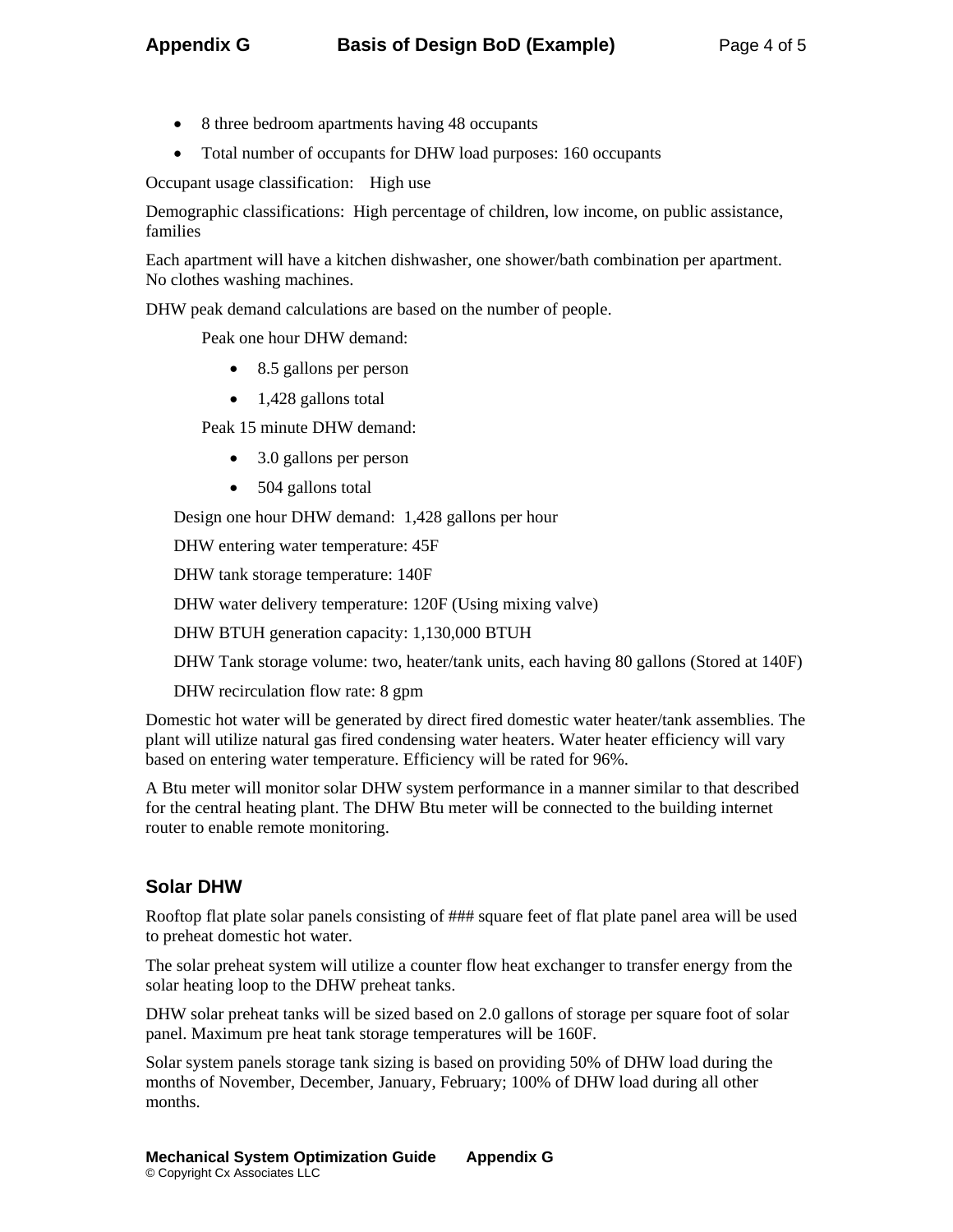- 8 three bedroom apartments having 48 occupants
- Total number of occupants for DHW load purposes: 160 occupants

Occupant usage classification:  High use

Demographic classifications: High percentage of children, low income, on public assistance, families

Each apartment will have a kitchen dishwasher, one shower/bath combination per apartment. No clothes washing machines.

DHW peak demand calculations are based on the number of people.

Peak one hour DHW demand:

- 8.5 gallons per person
- 1,428 gallons total

Peak 15 minute DHW demand:

- 3.0 gallons per person
- 504 gallons total

Design one hour DHW demand: 1,428 gallons per hour

DHW entering water temperature: 45F

DHW tank storage temperature: 140F

DHW water delivery temperature: 120F (Using mixing valve)

DHW BTUH generation capacity: 1,130,000 BTUH

DHW Tank storage volume: two, heater/tank units, each having 80 gallons (Stored at 140F)

DHW recirculation flow rate: 8 gpm

Domestic hot water will be generated by direct fired domestic water heater/tank assemblies. The plant will utilize natural gas fired condensing water heaters. Water heater efficiency will vary based on entering water temperature. Efficiency will be rated for 96%.

A Btu meter will monitor solar DHW system performance in a manner similar to that described for the central heating plant. The DHW Btu meter will be connected to the building internet router to enable remote monitoring.

## Solar DHW

Rooftop flat plate solar panels consisting of ### square feet of flat plate panel area will be used to preheat domestic hot water.

The solar preheat system will utilize a counter flow heat exchanger to transfer energy from the solar heating loop to the DHW preheat tanks.

DHW solar preheat tanks will be sized based on 2.0 gallons of storage per square foot of solar panel. Maximum pre heat tank storage temperatures will be 160F.

Solar system panels storage tank sizing is based on providing 50% of DHW load during the months of November, December, January, February; 100% of DHW load during all other months.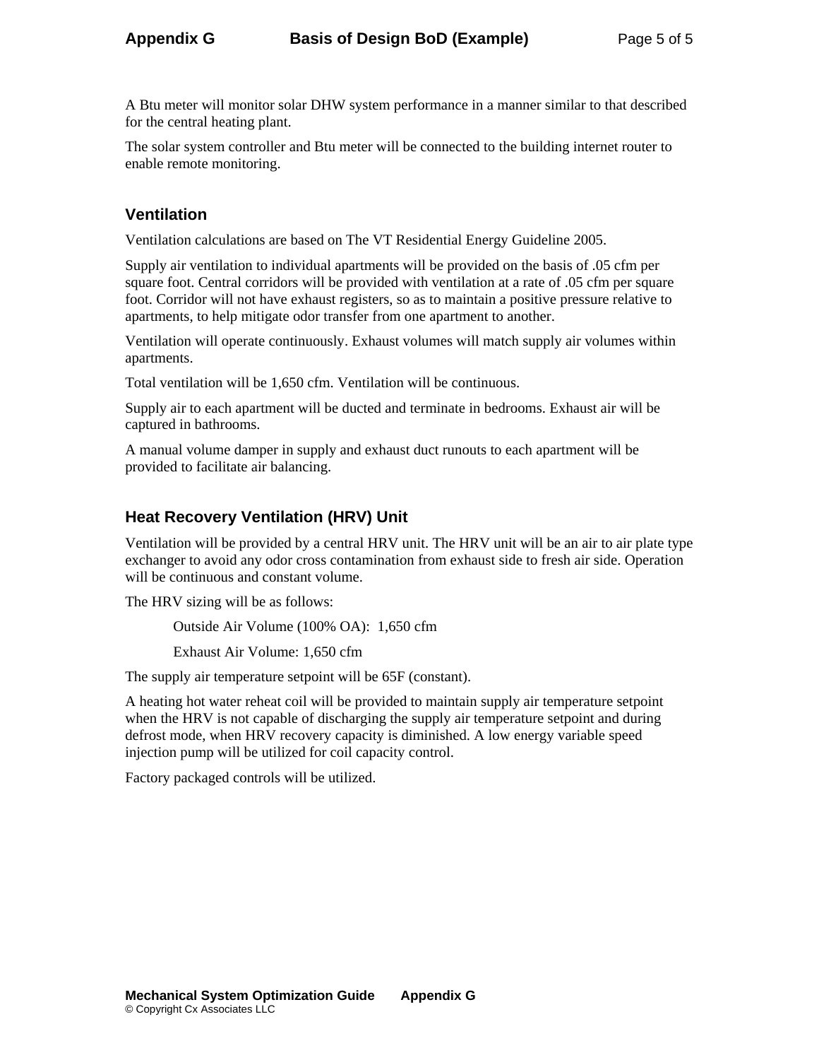A Btu meter will monitor solar DHW system performance in a manner similar to that described for the central heating plant.

The solar system controller and Btu meter will be connected to the building internet router to enable remote monitoring.

## Ventilation

Ventilation calculations are based on The VT Residential Energy Guideline 2005.

Supply air ventilation to individual apartments will be provided on the basis of .05 cfm per square foot. Central corridors will be provided with ventilation at a rate of .05 cfm per square foot. Corridor will not have exhaust registers, so as to maintain a positive pressure relative to apartments, to help mitigate odor transfer from one apartment to another.

Ventilation will operate continuously. Exhaust volumes will match supply air volumes within apartments.

Total ventilation will be 1,650 cfm. Ventilation will be continuous.

Supply air to each apartment will be ducted and terminate in bedrooms. Exhaust air will be captured in bathrooms.

A manual volume damper in supply and exhaust duct runouts to each apartment will be provided to facilitate air balancing.

## Heat Recovery Ventilation (HRV) Unit

Ventilation will be provided by a central HRV unit. The HRV unit will be an air to air plate type exchanger to avoid any odor cross contamination from exhaust side to fresh air side. Operation will be continuous and constant volume.

The HRV sizing will be as follows:

Outside Air Volume (100% OA): 1,650 cfm

Exhaust Air Volume: 1,650 cfm

The supply air temperature setpoint will be 65F (constant).

A heating hot water reheat coil will be provided to maintain supply air temperature setpoint when the HRV is not capable of discharging the supply air temperature setpoint and during defrost mode, when HRV recovery capacity is diminished. A low energy variable speed injection pump will be utilized for coil capacity control.

Factory packaged controls will be utilized.